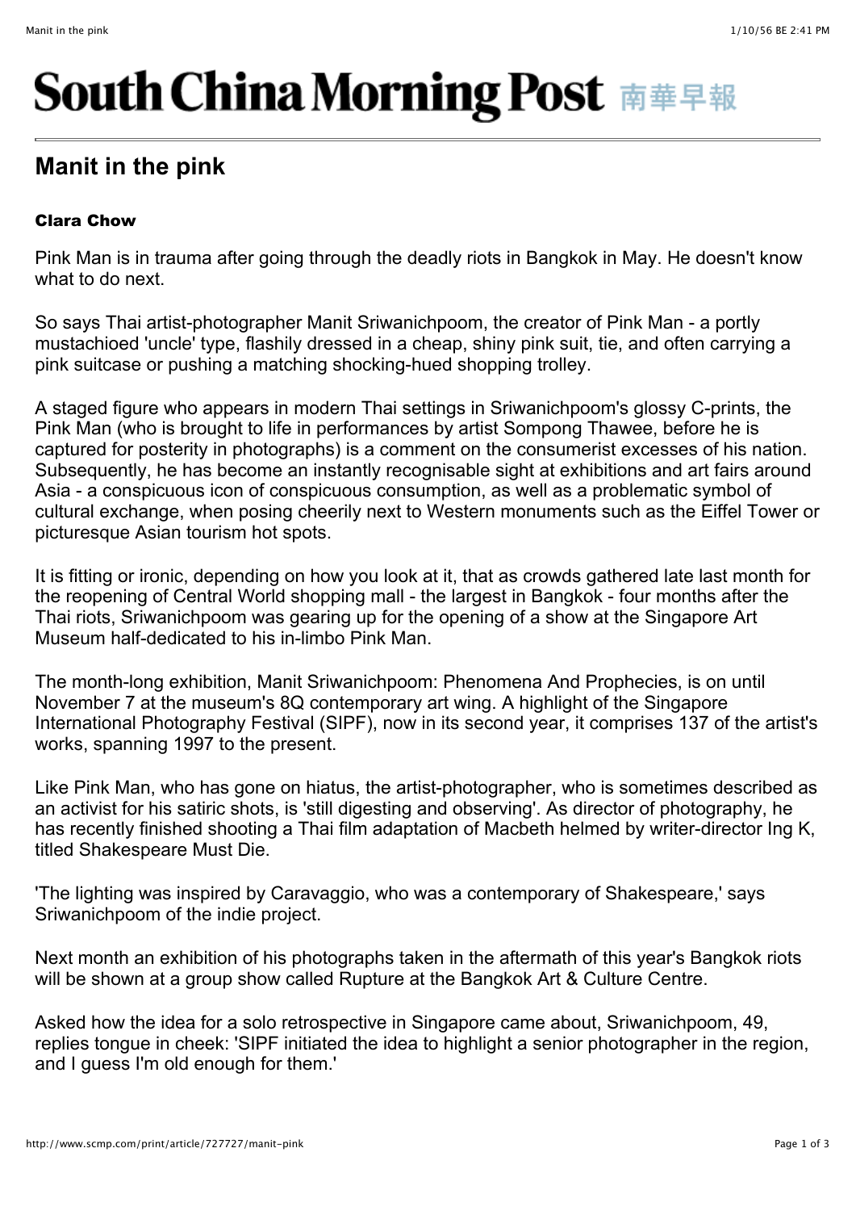# South China Morning Post 南華早報

## Manit in the pink

**Clara Chow**

Pink Man is in trauma after going through the deadly riots in Bangkok in May. He doesn't know what to do next.

So says Thai artist-photographer Manit Sriwanichpoom, the creator of Pink Man - a portly mustachioed 'uncle' type, flashily dressed in a cheap, shiny pink suit, tie, and often carrying a pink suitcase or pushing a matching shocking-hued shopping trolley.

A staged figure who appears in modern Thai settings in Sriwanichpoom's glossy C-prints, the Pink Man (who is brought to life in performances by artist Sompong Thawee, before he is captured for posterity in photographs) is a comment on the consumerist excesses of his nation. Subsequently, he has become an instantly recognisable sight at exhibitions and art fairs around Asia - a conspicuous icon of conspicuous consumption, as well as a problematic symbol of cultural exchange, when posing cheerily next to Western monuments such as the Eiffel Tower or picturesque Asian tourism hot spots.

It is fitting or ironic, depending on how you look at it, that as crowds gathered late last month for the reopening of Central World shopping mall - the largest in Bangkok - four months after the Thai riots, Sriwanichpoom was gearing up for the opening of a show at the Singapore Art Museum half-dedicated to his in-limbo Pink Man.

The month-long exhibition, Manit Sriwanichpoom: Phenomena And Prophecies, is on until November 7 at the museum's 8Q contemporary art wing. A highlight of the Singapore International Photography Festival (SIPF), now in its second year, it comprises 137 of the artist's works, spanning 1997 to the present.

Like Pink Man, who has gone on hiatus, the artist-photographer, who is sometimes described as an activist for his satiric shots, is 'still digesting and observing'. As director of photography, he has recently finished shooting a Thai film adaptation of Macbeth helmed by writer-director Ing K, titled Shakespeare Must Die.

'The lighting was inspired by Caravaggio, who was a contemporary of Shakespeare,' says Sriwanichpoom of the indie project.

Next month an exhibition of his photographs taken in the aftermath of this year's Bangkok riots will be shown at a group show called Rupture at the Bangkok Art & Culture Centre.

Asked how the idea for a solo retrospective in Singapore came about, Sriwanichpoom, 49, replies tongue in cheek: 'SIPF initiated the idea to highlight a senior photographer in the region, and I guess I'm old enough for them.'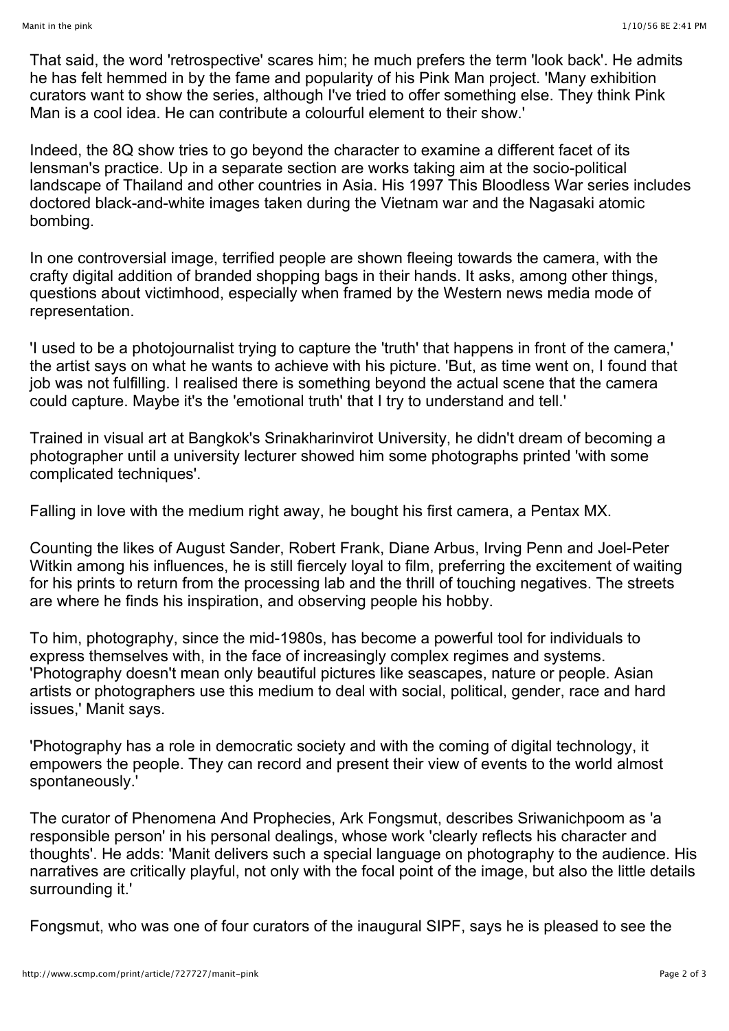That said, the word 'retrospective' scares him; he much prefers the term 'look back'. He admits he has felt hemmed in by the fame and popularity of his Pink Man project. 'Many exhibition curators want to show the series, although I've tried to offer something else. They think Pink Man is a cool idea. He can contribute a colourful element to their show.'

Indeed, the 8Q show tries to go beyond the character to examine a different facet of its lensman's practice. Up in a separate section are works taking aim at the socio-political landscape of Thailand and other countries in Asia. His 1997 This Bloodless War series includes doctored black-and-white images taken during the Vietnam war and the Nagasaki atomic bombing.

In one controversial image, terrified people are shown fleeing towards the camera, with the crafty digital addition of branded shopping bags in their hands. It asks, among other things, questions about victimhood, especially when framed by the Western news media mode of representation.

'I used to be a photojournalist trying to capture the 'truth' that happens in front of the camera,' the artist says on what he wants to achieve with his picture. 'But, as time went on, I found that job was not fulfilling. I realised there is something beyond the actual scene that the camera could capture. Maybe it's the 'emotional truth' that I try to understand and tell.'

Trained in visual art at Bangkok's Srinakharinvirot University, he didn't dream of becoming a photographer until a university lecturer showed him some photographs printed 'with some complicated techniques'.

Falling in love with the medium right away, he bought his first camera, a Pentax MX.

Counting the likes of August Sander, Robert Frank, Diane Arbus, Irving Penn and Joel-Peter Witkin among his influences, he is still fiercely loyal to film, preferring the excitement of waiting for his prints to return from the processing lab and the thrill of touching negatives. The streets are where he finds his inspiration, and observing people his hobby.

To him, photography, since the mid-1980s, has become a powerful tool for individuals to express themselves with, in the face of increasingly complex regimes and systems. 'Photography doesn't mean only beautiful pictures like seascapes, nature or people. Asian artists or photographers use this medium to deal with social, political, gender, race and hard issues,' Manit says.

'Photography has a role in democratic society and with the coming of digital technology, it empowers the people. They can record and present their view of events to the world almost spontaneously.'

The curator of Phenomena And Prophecies, Ark Fongsmut, describes Sriwanichpoom as 'a responsible person' in his personal dealings, whose work 'clearly reflects his character and thoughts'. He adds: 'Manit delivers such a special language on photography to the audience. His narratives are critically playful, not only with the focal point of the image, but also the little details surrounding it.'

Fongsmut, who was one of four curators of the inaugural SIPF, says he is pleased to see the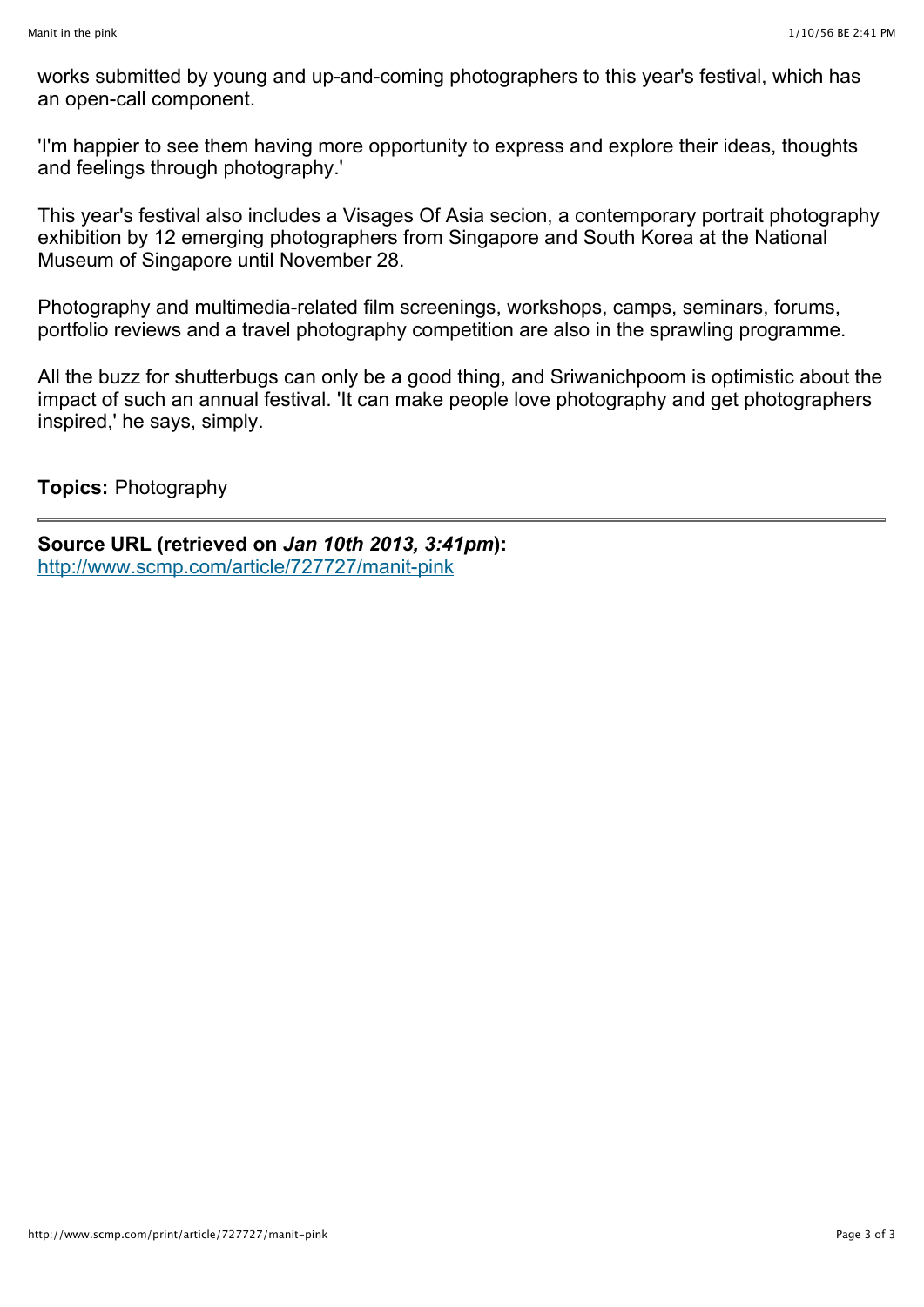works submitted by young and up-and-coming photographers to this year's festival, which has an open-call component.

'I'm happier to see them having more opportunity to express and explore their ideas, thoughts and feelings through photography.'

This year's festival also includes a Visages Of Asia secion, a contemporary portrait photography exhibition by 12 emerging photographers from Singapore and South Korea at the National Museum of Singapore until November 28.

Photography and multimedia-related film screenings, workshops, camps, seminars, forums, portfolio reviews and a travel photography competition are also in the sprawling programme.

All the buzz for shutterbugs can only be a good thing, and Sriwanichpoom is optimistic about the impact of such an annual festival. 'It can make people love photography and get photographers inspired,' he says, simply.

**Topics:** Photography

---

**Source URL (retrieved on *Jan 10th 2013, 3:41pm*):**
http://www.scmp.com/article/727727/manit-pink